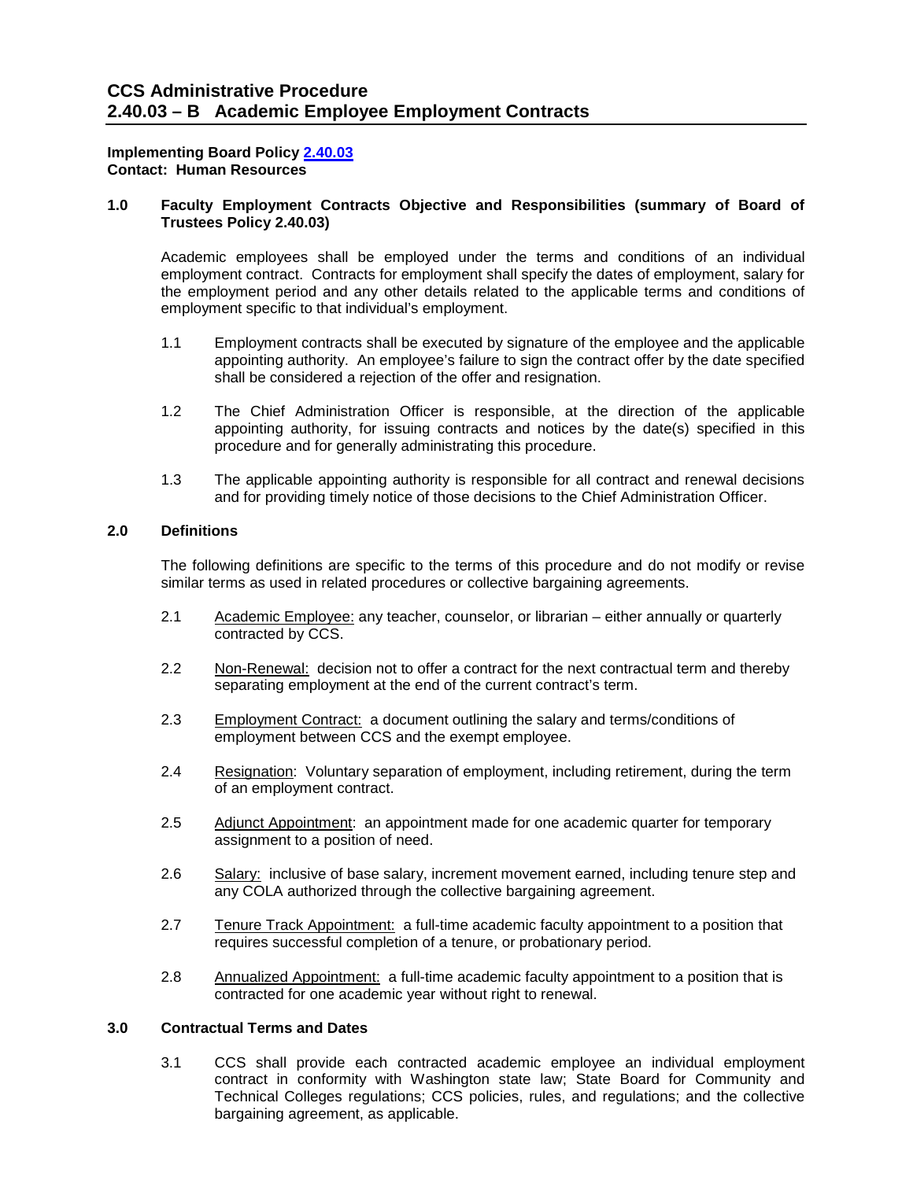# CCS Administrative Procedure
# 2.40.03 – B Academic Employee Employment Contracts

**Implementing Board Policy 2.40.03**
**Contact: Human Resources**

## 1.0 Faculty Employment Contracts Objective and Responsibilities (summary of Board of Trustees Policy 2.40.03)

Academic employees shall be employed under the terms and conditions of an individual employment contract. Contracts for employment shall specify the dates of employment, salary for the employment period and any other details related to the applicable terms and conditions of employment specific to that individual's employment.

1.1 Employment contracts shall be executed by signature of the employee and the applicable appointing authority. An employee's failure to sign the contract offer by the date specified shall be considered a rejection of the offer and resignation.

1.2 The Chief Administration Officer is responsible, at the direction of the applicable appointing authority, for issuing contracts and notices by the date(s) specified in this procedure and for generally administrating this procedure.

1.3 The applicable appointing authority is responsible for all contract and renewal decisions and for providing timely notice of those decisions to the Chief Administration Officer.

## 2.0 Definitions

The following definitions are specific to the terms of this procedure and do not modify or revise similar terms as used in related procedures or collective bargaining agreements.

2.1 Academic Employee: any teacher, counselor, or librarian – either annually or quarterly contracted by CCS.

2.2 Non-Renewal: decision not to offer a contract for the next contractual term and thereby separating employment at the end of the current contract's term.

2.3 Employment Contract: a document outlining the salary and terms/conditions of employment between CCS and the exempt employee.

2.4 Resignation: Voluntary separation of employment, including retirement, during the term of an employment contract.

2.5 Adjunct Appointment: an appointment made for one academic quarter for temporary assignment to a position of need.

2.6 Salary: inclusive of base salary, increment movement earned, including tenure step and any COLA authorized through the collective bargaining agreement.

2.7 Tenure Track Appointment: a full-time academic faculty appointment to a position that requires successful completion of a tenure, or probationary period.

2.8 Annualized Appointment: a full-time academic faculty appointment to a position that is contracted for one academic year without right to renewal.

## 3.0 Contractual Terms and Dates

3.1 CCS shall provide each contracted academic employee an individual employment contract in conformity with Washington state law; State Board for Community and Technical Colleges regulations; CCS policies, rules, and regulations; and the collective bargaining agreement, as applicable.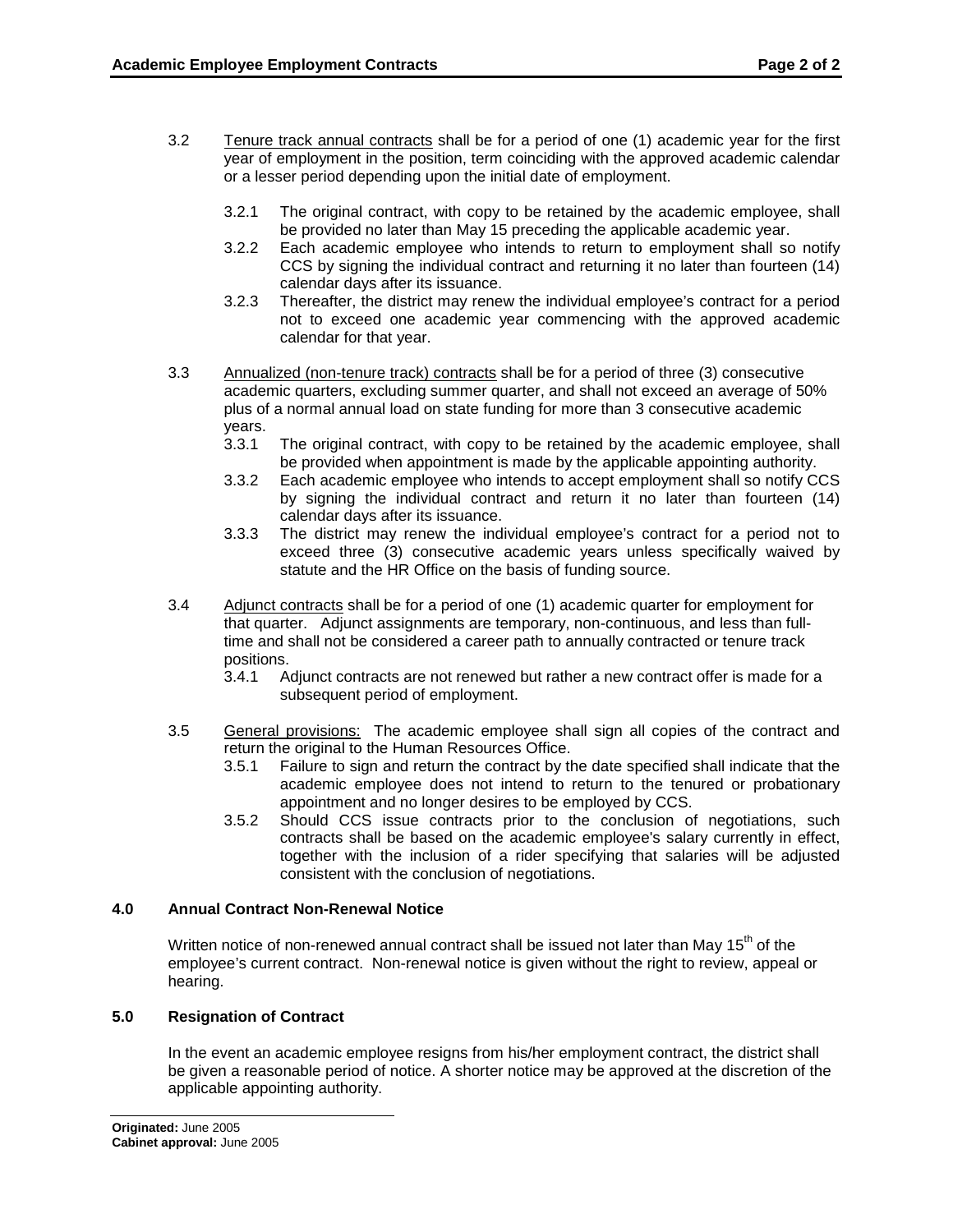3.2 Tenure track annual contracts shall be for a period of one (1) academic year for the first year of employment in the position, term coinciding with the approved academic calendar or a lesser period depending upon the initial date of employment.

- 3.2.1 The original contract, with copy to be retained by the academic employee, shall be provided no later than May 15 preceding the applicable academic year.
- 3.2.2 Each academic employee who intends to return to employment shall so notify CCS by signing the individual contract and returning it no later than fourteen (14) calendar days after its issuance.
- 3.2.3 Thereafter, the district may renew the individual employee's contract for a period not to exceed one academic year commencing with the approved academic calendar for that year.

3.3 Annualized (non-tenure track) contracts shall be for a period of three (3) consecutive academic quarters, excluding summer quarter, and shall not exceed an average of 50% plus of a normal annual load on state funding for more than 3 consecutive academic years.

- 3.3.1 The original contract, with copy to be retained by the academic employee, shall be provided when appointment is made by the applicable appointing authority.
- 3.3.2 Each academic employee who intends to accept employment shall so notify CCS by signing the individual contract and return it no later than fourteen (14) calendar days after its issuance.
- 3.3.3 The district may renew the individual employee's contract for a period not to exceed three (3) consecutive academic years unless specifically waived by statute and the HR Office on the basis of funding source.

3.4 Adjunct contracts shall be for a period of one (1) academic quarter for employment for that quarter. Adjunct assignments are temporary, non-continuous, and less than full-time and shall not be considered a career path to annually contracted or tenure track positions.

- 3.4.1 Adjunct contracts are not renewed but rather a new contract offer is made for a subsequent period of employment.

3.5 General provisions: The academic employee shall sign all copies of the contract and return the original to the Human Resources Office.

- 3.5.1 Failure to sign and return the contract by the date specified shall indicate that the academic employee does not intend to return to the tenured or probationary appointment and no longer desires to be employed by CCS.
- 3.5.2 Should CCS issue contracts prior to the conclusion of negotiations, such contracts shall be based on the academic employee's salary currently in effect, together with the inclusion of a rider specifying that salaries will be adjusted consistent with the conclusion of negotiations.

## 4.0 Annual Contract Non-Renewal Notice

Written notice of non-renewed annual contract shall be issued not later than May 15th of the employee's current contract. Non-renewal notice is given without the right to review, appeal or hearing.

## 5.0 Resignation of Contract

In the event an academic employee resigns from his/her employment contract, the district shall be given a reasonable period of notice. A shorter notice may be approved at the discretion of the applicable appointing authority.

---

**Originated:** June 2005
**Cabinet approval:** June 2005